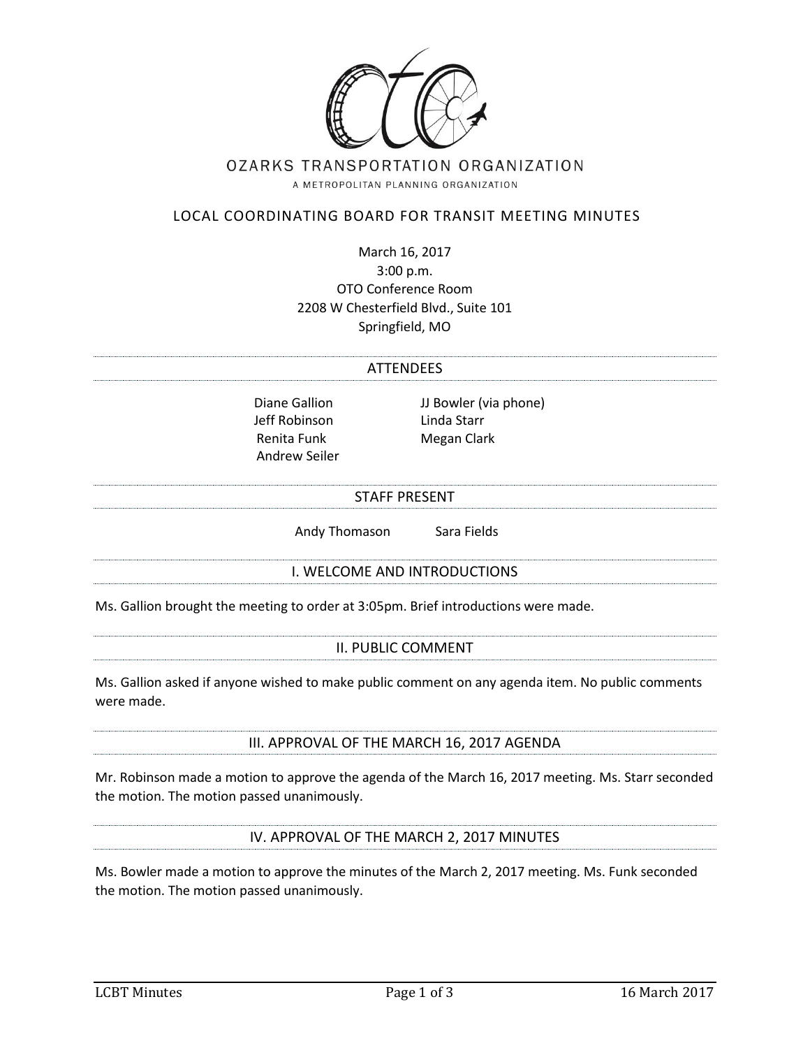OZARKS TRANSPORTATION ORGANIZATION

A METROPOLITAN PLANNING ORGANIZATION

# LOCAL COORDINATING BOARD FOR TRANSIT MEETING MINUTES

March 16, 2017
3:00 p.m.
OTO Conference Room
2208 W Chesterfield Blvd., Suite 101
Springfield, MO

## ATTENDEES

Diane Gallion
Jeff Robinson
Renita Funk
Andrew Seiler
JJ Bowler (via phone)
Linda Starr
Megan Clark

## STAFF PRESENT

Andy Thomason
Sara Fields

## I. WELCOME AND INTRODUCTIONS

Ms. Gallion brought the meeting to order at 3:05pm. Brief introductions were made.

## II. PUBLIC COMMENT

Ms. Gallion asked if anyone wished to make public comment on any agenda item. No public comments were made.

## III. APPROVAL OF THE MARCH 16, 2017 AGENDA

Mr. Robinson made a motion to approve the agenda of the March 16, 2017 meeting. Ms. Starr seconded the motion. The motion passed unanimously.

## IV. APPROVAL OF THE MARCH 2, 2017 MINUTES

Ms. Bowler made a motion to approve the minutes of the March 2, 2017 meeting. Ms. Funk seconded the motion. The motion passed unanimously.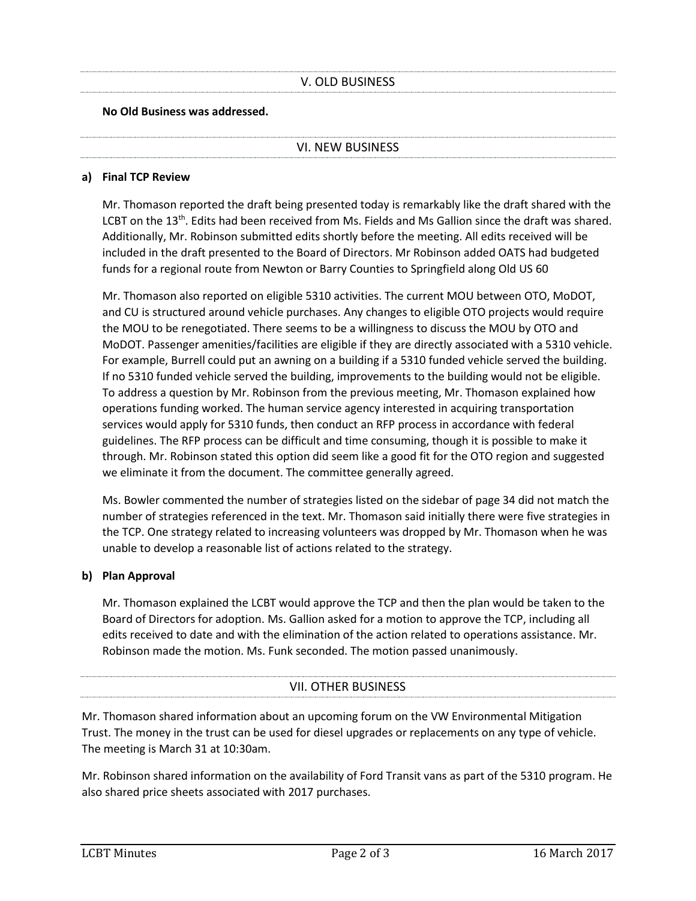## V. OLD BUSINESS

**No Old Business was addressed.**

## VI. NEW BUSINESS

**a) Final TCP Review**

Mr. Thomason reported the draft being presented today is remarkably like the draft shared with the LCBT on the 13th. Edits had been received from Ms. Fields and Ms Gallion since the draft was shared. Additionally, Mr. Robinson submitted edits shortly before the meeting. All edits received will be included in the draft presented to the Board of Directors. Mr Robinson added OATS had budgeted funds for a regional route from Newton or Barry Counties to Springfield along Old US 60

Mr. Thomason also reported on eligible 5310 activities. The current MOU between OTO, MoDOT, and CU is structured around vehicle purchases. Any changes to eligible OTO projects would require the MOU to be renegotiated. There seems to be a willingness to discuss the MOU by OTO and MoDOT. Passenger amenities/facilities are eligible if they are directly associated with a 5310 vehicle. For example, Burrell could put an awning on a building if a 5310 funded vehicle served the building. If no 5310 funded vehicle served the building, improvements to the building would not be eligible. To address a question by Mr. Robinson from the previous meeting, Mr. Thomason explained how operations funding worked. The human service agency interested in acquiring transportation services would apply for 5310 funds, then conduct an RFP process in accordance with federal guidelines. The RFP process can be difficult and time consuming, though it is possible to make it through. Mr. Robinson stated this option did seem like a good fit for the OTO region and suggested we eliminate it from the document. The committee generally agreed.

Ms. Bowler commented the number of strategies listed on the sidebar of page 34 did not match the number of strategies referenced in the text. Mr. Thomason said initially there were five strategies in the TCP. One strategy related to increasing volunteers was dropped by Mr. Thomason when he was unable to develop a reasonable list of actions related to the strategy.

**b) Plan Approval**

Mr. Thomason explained the LCBT would approve the TCP and then the plan would be taken to the Board of Directors for adoption. Ms. Gallion asked for a motion to approve the TCP, including all edits received to date and with the elimination of the action related to operations assistance. Mr. Robinson made the motion. Ms. Funk seconded. The motion passed unanimously.

## VII. OTHER BUSINESS

Mr. Thomason shared information about an upcoming forum on the VW Environmental Mitigation Trust. The money in the trust can be used for diesel upgrades or replacements on any type of vehicle. The meeting is March 31 at 10:30am.

Mr. Robinson shared information on the availability of Ford Transit vans as part of the 5310 program. He also shared price sheets associated with 2017 purchases.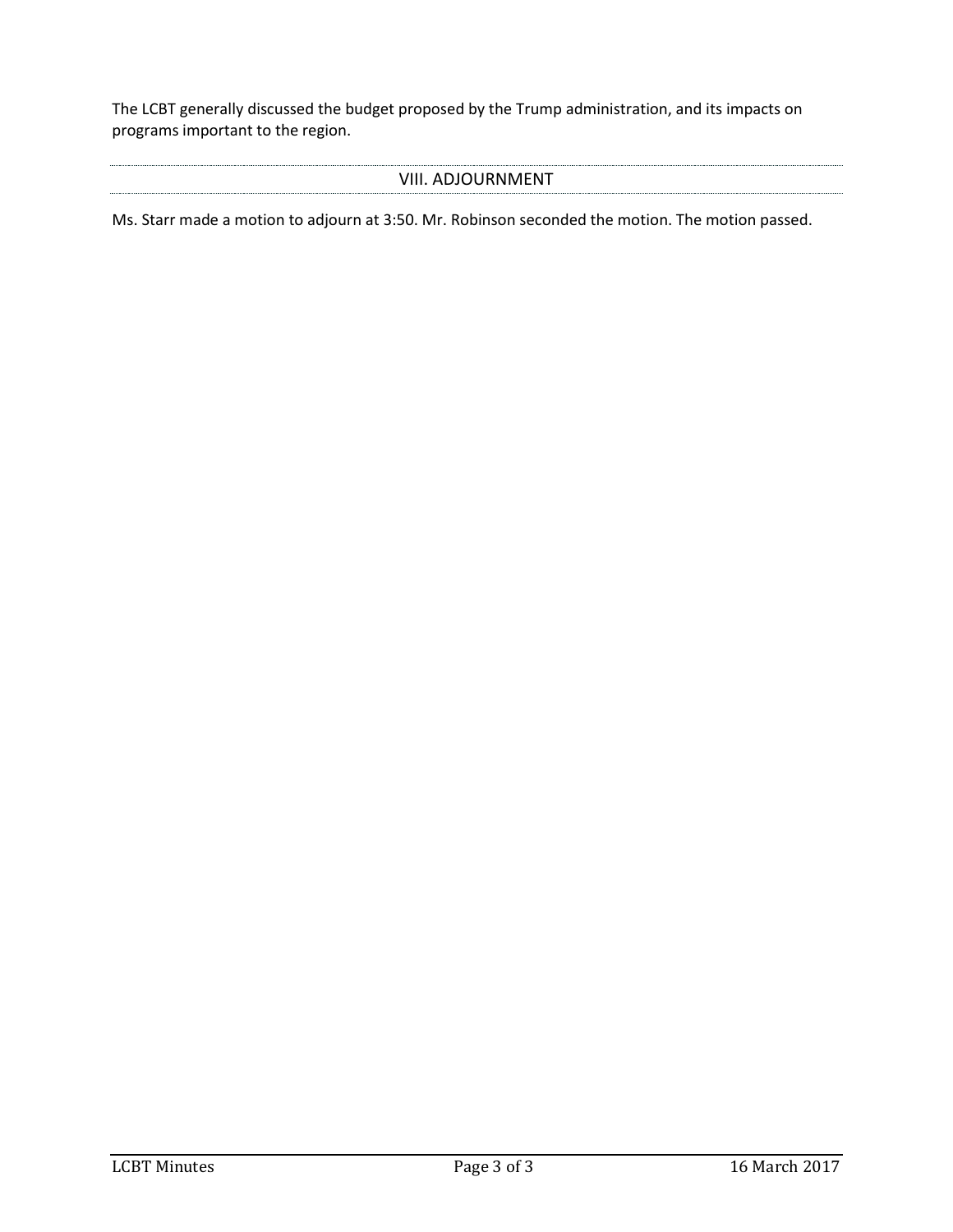The LCBT generally discussed the budget proposed by the Trump administration, and its impacts on programs important to the region.

## VIII. ADJOURNMENT

Ms. Starr made a motion to adjourn at 3:50. Mr. Robinson seconded the motion. The motion passed.